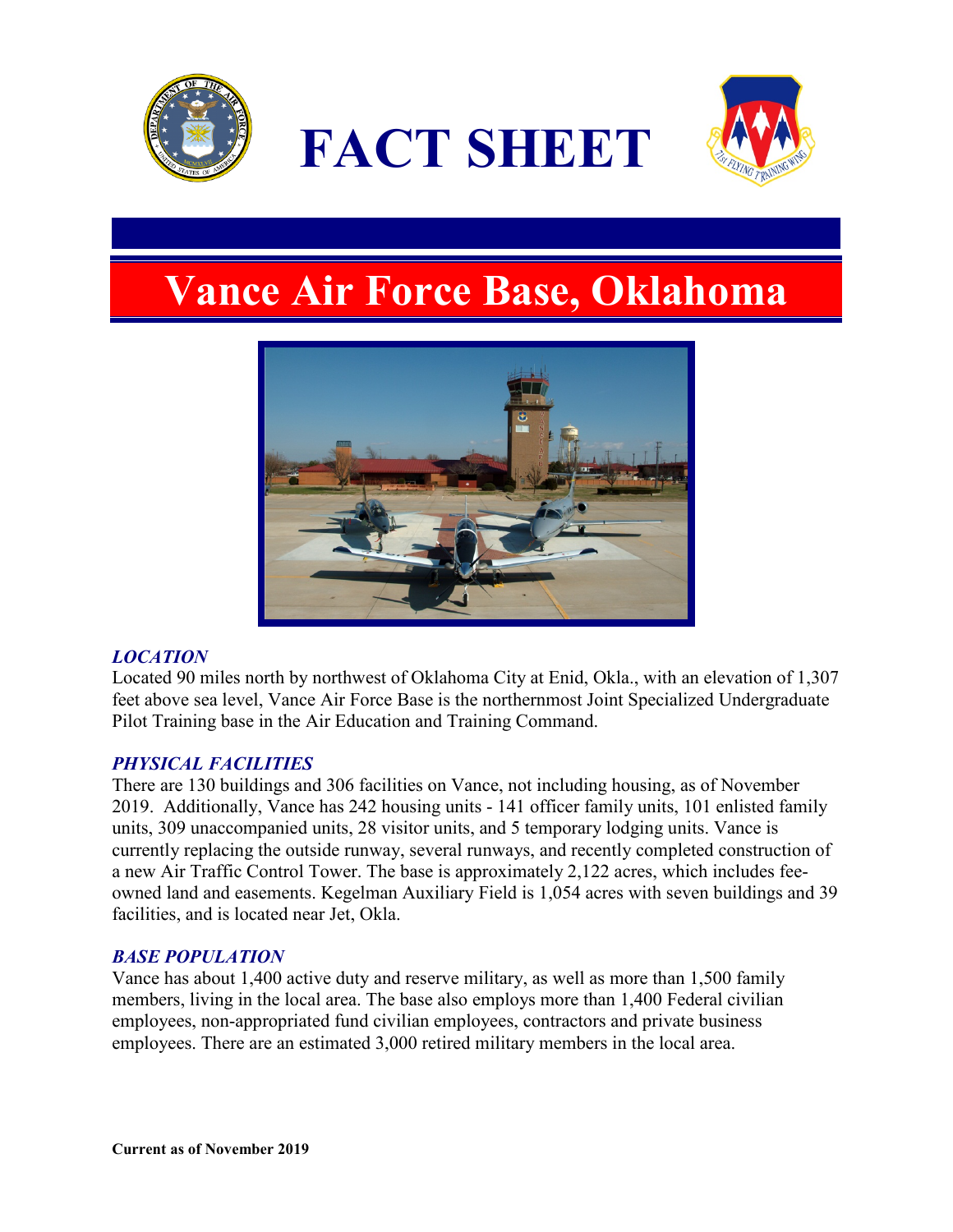# FACT SHEET

## Vance Air Force Base, Oklahoma

### *LOCATION*

Located 90 miles north by northwest of Oklahoma City at Enid, Okla., with an elevation of 1,307 feet above sea level, Vance Air Force Base is the northernmost Joint Specialized Undergraduate Pilot Training base in the Air Education and Training Command.

### *PHYSICAL FACILITIES*

There are 130 buildings and 306 facilities on Vance, not including housing, as of November 2019. Additionally, Vance has 242 housing units - 141 officer family units, 101 enlisted family units, 309 unaccompanied units, 28 visitor units, and 5 temporary lodging units. Vance is currently replacing the outside runway, several runways, and recently completed construction of a new Air Traffic Control Tower. The base is approximately 2,122 acres, which includes fee-owned land and easements. Kegelman Auxiliary Field is 1,054 acres with seven buildings and 39 facilities, and is located near Jet, Okla.

### *BASE POPULATION*

Vance has about 1,400 active duty and reserve military, as well as more than 1,500 family members, living in the local area. The base also employs more than 1,400 Federal civilian employees, non-appropriated fund civilian employees, contractors and private business employees. There are an estimated 3,000 retired military members in the local area.

**Current as of November 2019**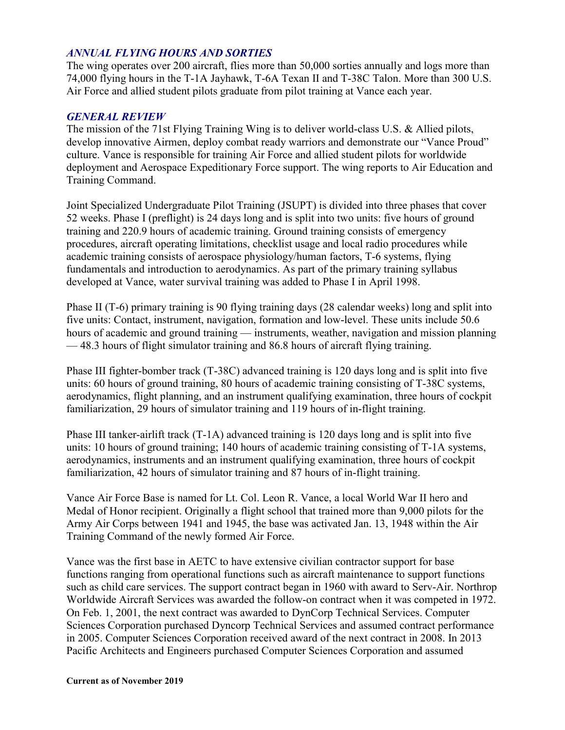### *ANNUAL FLYING HOURS AND SORTIES*

The wing operates over 200 aircraft, flies more than 50,000 sorties annually and logs more than 74,000 flying hours in the T-1A Jayhawk, T-6A Texan II and T-38C Talon. More than 300 U.S. Air Force and allied student pilots graduate from pilot training at Vance each year.

### *GENERAL REVIEW*

The mission of the 71st Flying Training Wing is to deliver world-class U.S. & Allied pilots, develop innovative Airmen, deploy combat ready warriors and demonstrate our "Vance Proud" culture. Vance is responsible for training Air Force and allied student pilots for worldwide deployment and Aerospace Expeditionary Force support. The wing reports to Air Education and Training Command.

Joint Specialized Undergraduate Pilot Training (JSUPT) is divided into three phases that cover 52 weeks. Phase I (preflight) is 24 days long and is split into two units: five hours of ground training and 220.9 hours of academic training. Ground training consists of emergency procedures, aircraft operating limitations, checklist usage and local radio procedures while academic training consists of aerospace physiology/human factors, T-6 systems, flying fundamentals and introduction to aerodynamics. As part of the primary training syllabus developed at Vance, water survival training was added to Phase I in April 1998.

Phase II (T-6) primary training is 90 flying training days (28 calendar weeks) long and split into five units: Contact, instrument, navigation, formation and low-level. These units include 50.6 hours of academic and ground training — instruments, weather, navigation and mission planning — 48.3 hours of flight simulator training and 86.8 hours of aircraft flying training.

Phase III fighter-bomber track (T-38C) advanced training is 120 days long and is split into five units: 60 hours of ground training, 80 hours of academic training consisting of T-38C systems, aerodynamics, flight planning, and an instrument qualifying examination, three hours of cockpit familiarization, 29 hours of simulator training and 119 hours of in-flight training.

Phase III tanker-airlift track (T-1A) advanced training is 120 days long and is split into five units: 10 hours of ground training; 140 hours of academic training consisting of T-1A systems, aerodynamics, instruments and an instrument qualifying examination, three hours of cockpit familiarization, 42 hours of simulator training and 87 hours of in-flight training.

Vance Air Force Base is named for Lt. Col. Leon R. Vance, a local World War II hero and Medal of Honor recipient. Originally a flight school that trained more than 9,000 pilots for the Army Air Corps between 1941 and 1945, the base was activated Jan. 13, 1948 within the Air Training Command of the newly formed Air Force.

Vance was the first base in AETC to have extensive civilian contractor support for base functions ranging from operational functions such as aircraft maintenance to support functions such as child care services. The support contract began in 1960 with award to Serv-Air. Northrop Worldwide Aircraft Services was awarded the follow-on contract when it was competed in 1972. On Feb. 1, 2001, the next contract was awarded to DynCorp Technical Services. Computer Sciences Corporation purchased Dyncorp Technical Services and assumed contract performance in 2005. Computer Sciences Corporation received award of the next contract in 2008. In 2013 Pacific Architects and Engineers purchased Computer Sciences Corporation and assumed

**Current as of November 2019**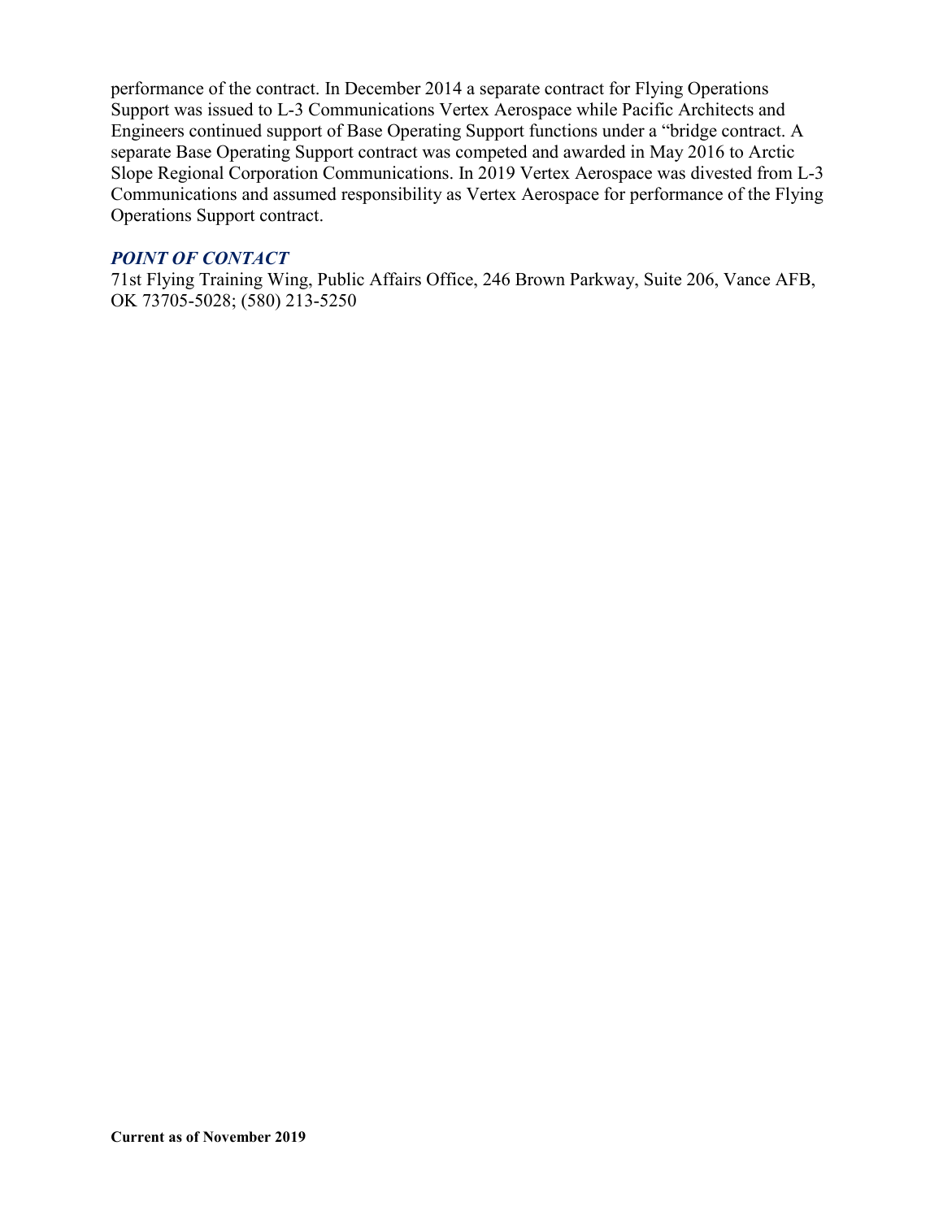performance of the contract. In December 2014 a separate contract for Flying Operations Support was issued to L-3 Communications Vertex Aerospace while Pacific Architects and Engineers continued support of Base Operating Support functions under a "bridge contract. A separate Base Operating Support contract was competed and awarded in May 2016 to Arctic Slope Regional Corporation Communications. In 2019 Vertex Aerospace was divested from L-3 Communications and assumed responsibility as Vertex Aerospace for performance of the Flying Operations Support contract.

### *POINT OF CONTACT*

71st Flying Training Wing, Public Affairs Office, 246 Brown Parkway, Suite 206, Vance AFB, OK 73705-5028; (580) 213-5250

**Current as of November 2019**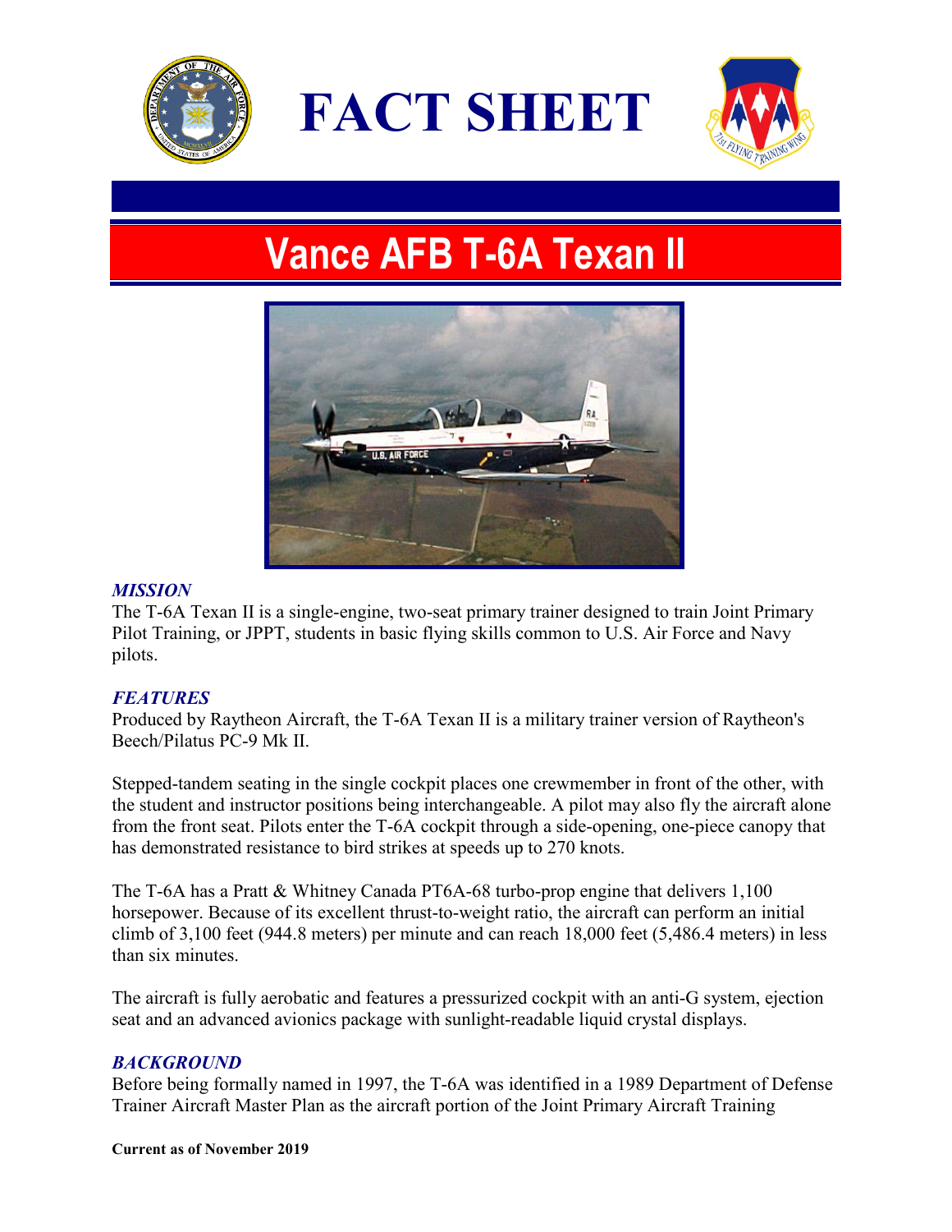# FACT SHEET

## Vance AFB T-6A Texan II

### *MISSION*

The T-6A Texan II is a single-engine, two-seat primary trainer designed to train Joint Primary Pilot Training, or JPPT, students in basic flying skills common to U.S. Air Force and Navy pilots.

### *FEATURES*

Produced by Raytheon Aircraft, the T-6A Texan II is a military trainer version of Raytheon's Beech/Pilatus PC-9 Mk II.

Stepped-tandem seating in the single cockpit places one crewmember in front of the other, with the student and instructor positions being interchangeable. A pilot may also fly the aircraft alone from the front seat. Pilots enter the T-6A cockpit through a side-opening, one-piece canopy that has demonstrated resistance to bird strikes at speeds up to 270 knots.

The T-6A has a Pratt & Whitney Canada PT6A-68 turbo-prop engine that delivers 1,100 horsepower. Because of its excellent thrust-to-weight ratio, the aircraft can perform an initial climb of 3,100 feet (944.8 meters) per minute and can reach 18,000 feet (5,486.4 meters) in less than six minutes.

The aircraft is fully aerobatic and features a pressurized cockpit with an anti-G system, ejection seat and an advanced avionics package with sunlight-readable liquid crystal displays.

### *BACKGROUND*

Before being formally named in 1997, the T-6A was identified in a 1989 Department of Defense Trainer Aircraft Master Plan as the aircraft portion of the Joint Primary Aircraft Training

**Current as of November 2019**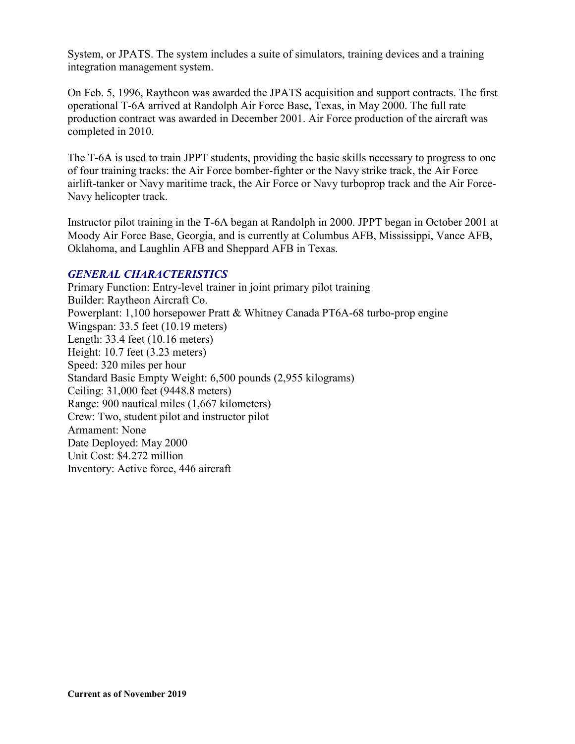System, or JPATS. The system includes a suite of simulators, training devices and a training integration management system.

On Feb. 5, 1996, Raytheon was awarded the JPATS acquisition and support contracts. The first operational T-6A arrived at Randolph Air Force Base, Texas, in May 2000. The full rate production contract was awarded in December 2001. Air Force production of the aircraft was completed in 2010.

The T-6A is used to train JPPT students, providing the basic skills necessary to progress to one of four training tracks: the Air Force bomber-fighter or the Navy strike track, the Air Force airlift-tanker or Navy maritime track, the Air Force or Navy turboprop track and the Air Force-Navy helicopter track.

Instructor pilot training in the T-6A began at Randolph in 2000. JPPT began in October 2001 at Moody Air Force Base, Georgia, and is currently at Columbus AFB, Mississippi, Vance AFB, Oklahoma, and Laughlin AFB and Sheppard AFB in Texas.

### *GENERAL CHARACTERISTICS*

Primary Function: Entry-level trainer in joint primary pilot training
Builder: Raytheon Aircraft Co.
Powerplant: 1,100 horsepower Pratt & Whitney Canada PT6A-68 turbo-prop engine
Wingspan: 33.5 feet (10.19 meters)
Length: 33.4 feet (10.16 meters)
Height: 10.7 feet (3.23 meters)
Speed: 320 miles per hour
Standard Basic Empty Weight: 6,500 pounds (2,955 kilograms)
Ceiling: 31,000 feet (9448.8 meters)
Range: 900 nautical miles (1,667 kilometers)
Crew: Two, student pilot and instructor pilot
Armament: None
Date Deployed: May 2000
Unit Cost: $4.272 million
Inventory: Active force, 446 aircraft

**Current as of November 2019**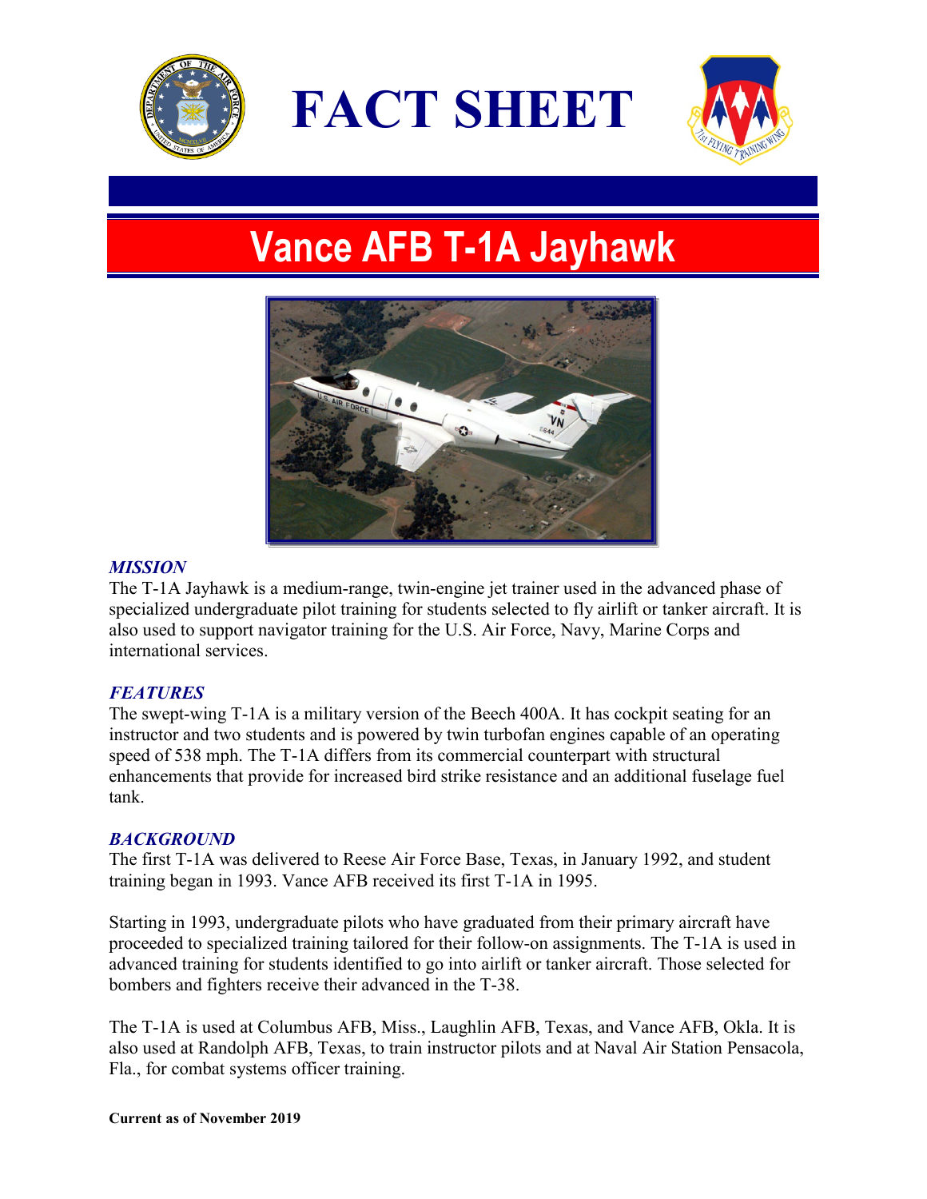# FACT SHEET

## Vance AFB T-1A Jayhawk

### *MISSION*

The T-1A Jayhawk is a medium-range, twin-engine jet trainer used in the advanced phase of specialized undergraduate pilot training for students selected to fly airlift or tanker aircraft. It is also used to support navigator training for the U.S. Air Force, Navy, Marine Corps and international services.

### *FEATURES*

The swept-wing T-1A is a military version of the Beech 400A. It has cockpit seating for an instructor and two students and is powered by twin turbofan engines capable of an operating speed of 538 mph. The T-1A differs from its commercial counterpart with structural enhancements that provide for increased bird strike resistance and an additional fuselage fuel tank.

### *BACKGROUND*

The first T-1A was delivered to Reese Air Force Base, Texas, in January 1992, and student training began in 1993. Vance AFB received its first T-1A in 1995.

Starting in 1993, undergraduate pilots who have graduated from their primary aircraft have proceeded to specialized training tailored for their follow-on assignments. The T-1A is used in advanced training for students identified to go into airlift or tanker aircraft. Those selected for bombers and fighters receive their advanced in the T-38.

The T-1A is used at Columbus AFB, Miss., Laughlin AFB, Texas, and Vance AFB, Okla. It is also used at Randolph AFB, Texas, to train instructor pilots and at Naval Air Station Pensacola, Fla., for combat systems officer training.

**Current as of November 2019**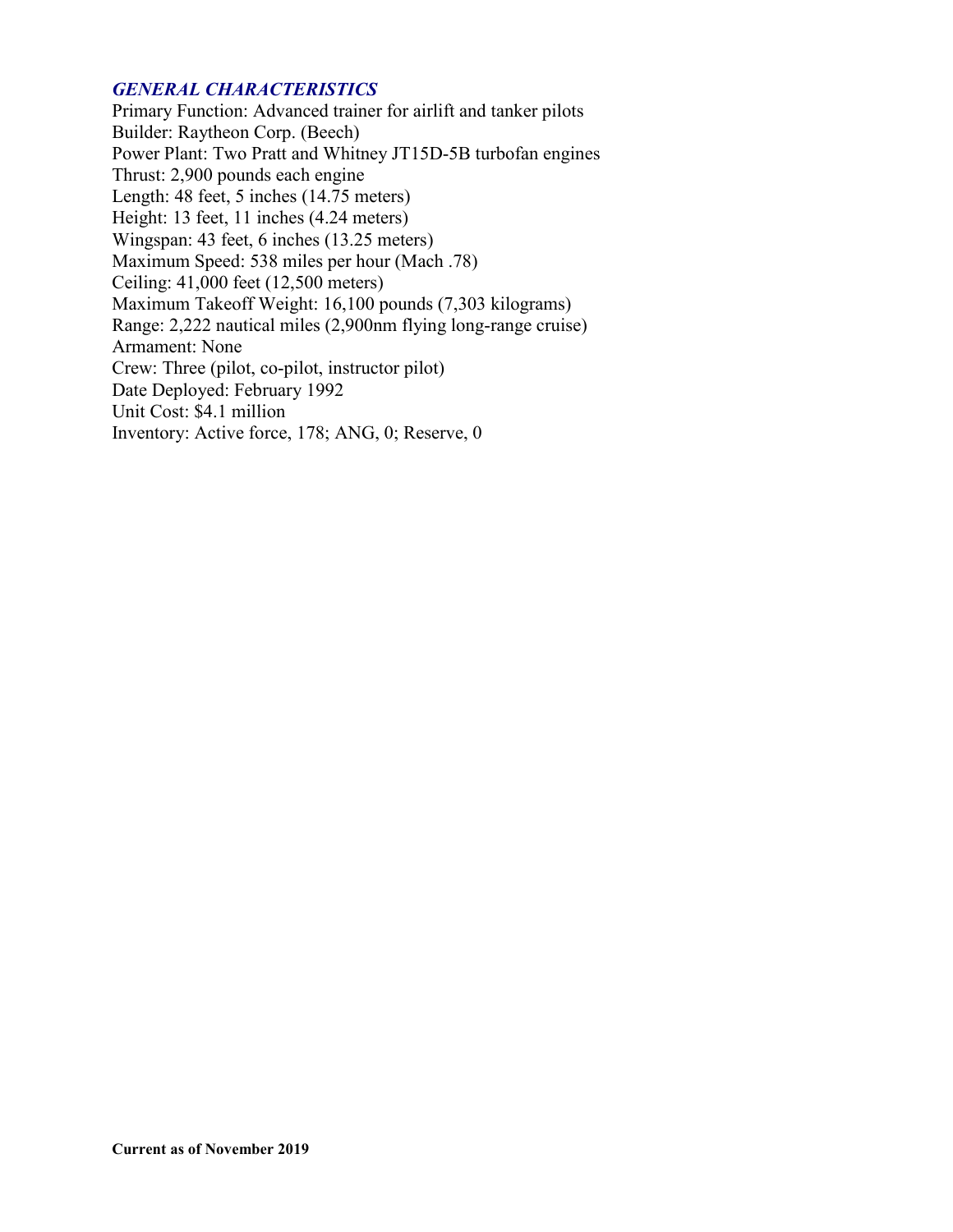### *GENERAL CHARACTERISTICS*

Primary Function: Advanced trainer for airlift and tanker pilots
Builder: Raytheon Corp. (Beech)
Power Plant: Two Pratt and Whitney JT15D-5B turbofan engines
Thrust: 2,900 pounds each engine
Length: 48 feet, 5 inches (14.75 meters)
Height: 13 feet, 11 inches (4.24 meters)
Wingspan: 43 feet, 6 inches (13.25 meters)
Maximum Speed: 538 miles per hour (Mach .78)
Ceiling: 41,000 feet (12,500 meters)
Maximum Takeoff Weight: 16,100 pounds (7,303 kilograms)
Range: 2,222 nautical miles (2,900nm flying long-range cruise)
Armament: None
Crew: Three (pilot, co-pilot, instructor pilot)
Date Deployed: February 1992
Unit Cost: $4.1 million
Inventory: Active force, 178; ANG, 0; Reserve, 0

**Current as of November 2019**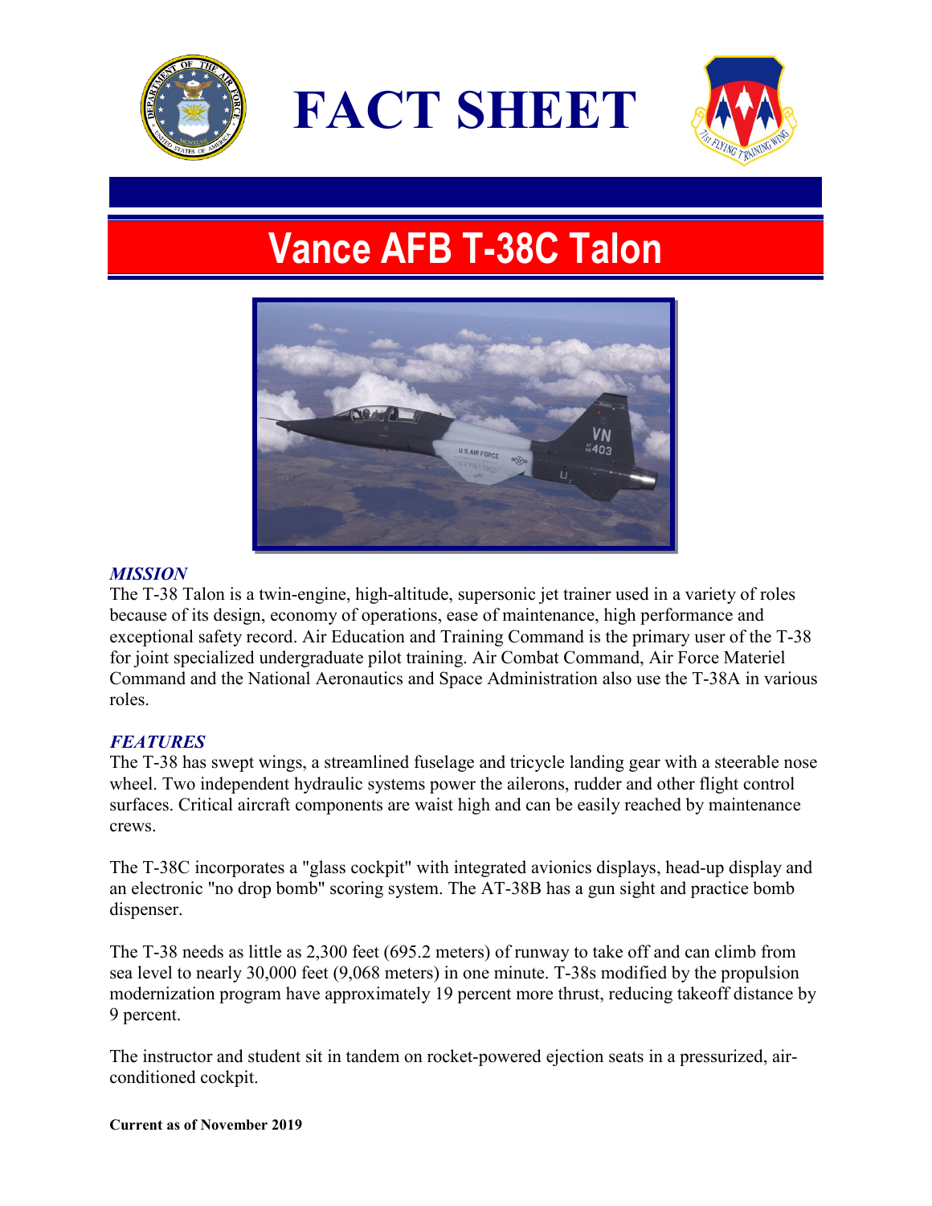# FACT SHEET

## Vance AFB T-38C Talon

### *MISSION*

The T-38 Talon is a twin-engine, high-altitude, supersonic jet trainer used in a variety of roles because of its design, economy of operations, ease of maintenance, high performance and exceptional safety record. Air Education and Training Command is the primary user of the T-38 for joint specialized undergraduate pilot training. Air Combat Command, Air Force Materiel Command and the National Aeronautics and Space Administration also use the T-38A in various roles.

### *FEATURES*

The T-38 has swept wings, a streamlined fuselage and tricycle landing gear with a steerable nose wheel. Two independent hydraulic systems power the ailerons, rudder and other flight control surfaces. Critical aircraft components are waist high and can be easily reached by maintenance crews.

The T-38C incorporates a "glass cockpit" with integrated avionics displays, head-up display and an electronic "no drop bomb" scoring system. The AT-38B has a gun sight and practice bomb dispenser.

The T-38 needs as little as 2,300 feet (695.2 meters) of runway to take off and can climb from sea level to nearly 30,000 feet (9,068 meters) in one minute. T-38s modified by the propulsion modernization program have approximately 19 percent more thrust, reducing takeoff distance by 9 percent.

The instructor and student sit in tandem on rocket-powered ejection seats in a pressurized, air-conditioned cockpit.

**Current as of November 2019**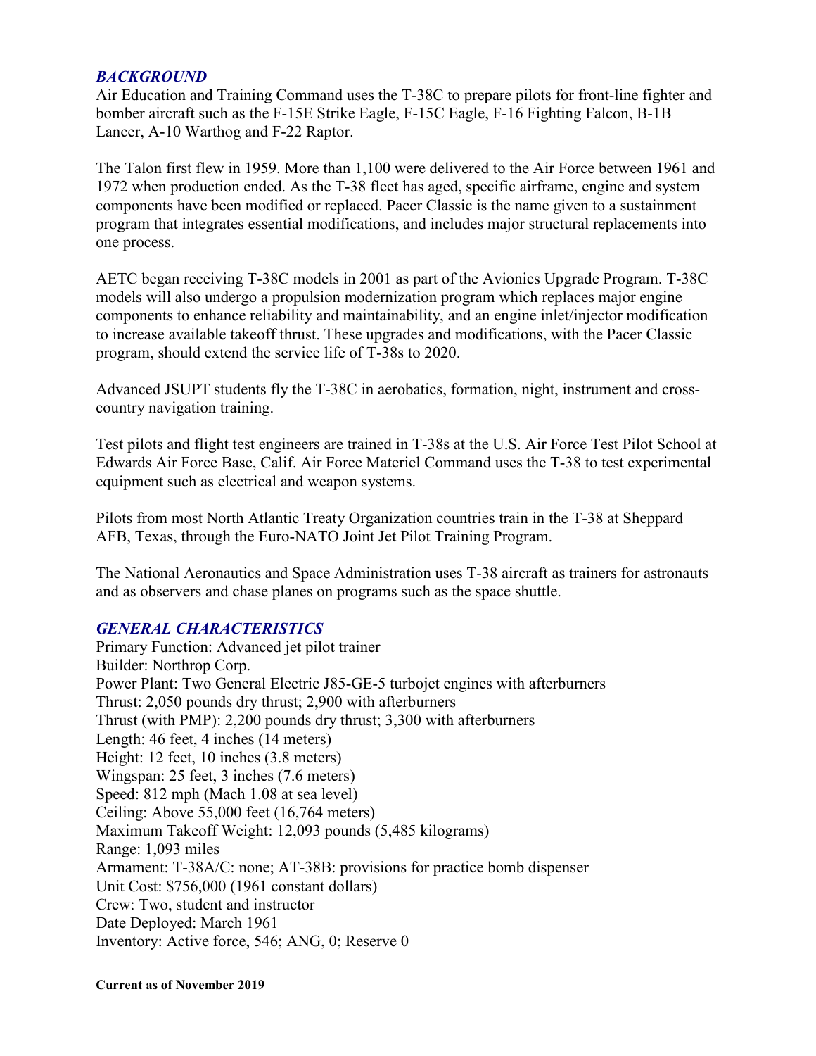### *BACKGROUND*

Air Education and Training Command uses the T-38C to prepare pilots for front-line fighter and bomber aircraft such as the F-15E Strike Eagle, F-15C Eagle, F-16 Fighting Falcon, B-1B Lancer, A-10 Warthog and F-22 Raptor.

The Talon first flew in 1959. More than 1,100 were delivered to the Air Force between 1961 and 1972 when production ended. As the T-38 fleet has aged, specific airframe, engine and system components have been modified or replaced. Pacer Classic is the name given to a sustainment program that integrates essential modifications, and includes major structural replacements into one process.

AETC began receiving T-38C models in 2001 as part of the Avionics Upgrade Program. T-38C models will also undergo a propulsion modernization program which replaces major engine components to enhance reliability and maintainability, and an engine inlet/injector modification to increase available takeoff thrust. These upgrades and modifications, with the Pacer Classic program, should extend the service life of T-38s to 2020.

Advanced JSUPT students fly the T-38C in aerobatics, formation, night, instrument and cross-country navigation training.

Test pilots and flight test engineers are trained in T-38s at the U.S. Air Force Test Pilot School at Edwards Air Force Base, Calif. Air Force Materiel Command uses the T-38 to test experimental equipment such as electrical and weapon systems.

Pilots from most North Atlantic Treaty Organization countries train in the T-38 at Sheppard AFB, Texas, through the Euro-NATO Joint Jet Pilot Training Program.

The National Aeronautics and Space Administration uses T-38 aircraft as trainers for astronauts and as observers and chase planes on programs such as the space shuttle.

### *GENERAL CHARACTERISTICS*

Primary Function: Advanced jet pilot trainer
Builder: Northrop Corp.
Power Plant: Two General Electric J85-GE-5 turbojet engines with afterburners
Thrust: 2,050 pounds dry thrust; 2,900 with afterburners
Thrust (with PMP): 2,200 pounds dry thrust; 3,300 with afterburners
Length: 46 feet, 4 inches (14 meters)
Height: 12 feet, 10 inches (3.8 meters)
Wingspan: 25 feet, 3 inches (7.6 meters)
Speed: 812 mph (Mach 1.08 at sea level)
Ceiling: Above 55,000 feet (16,764 meters)
Maximum Takeoff Weight: 12,093 pounds (5,485 kilograms)
Range: 1,093 miles
Armament: T-38A/C: none; AT-38B: provisions for practice bomb dispenser
Unit Cost: $756,000 (1961 constant dollars)
Crew: Two, student and instructor
Date Deployed: March 1961
Inventory: Active force, 546; ANG, 0; Reserve 0

**Current as of November 2019**